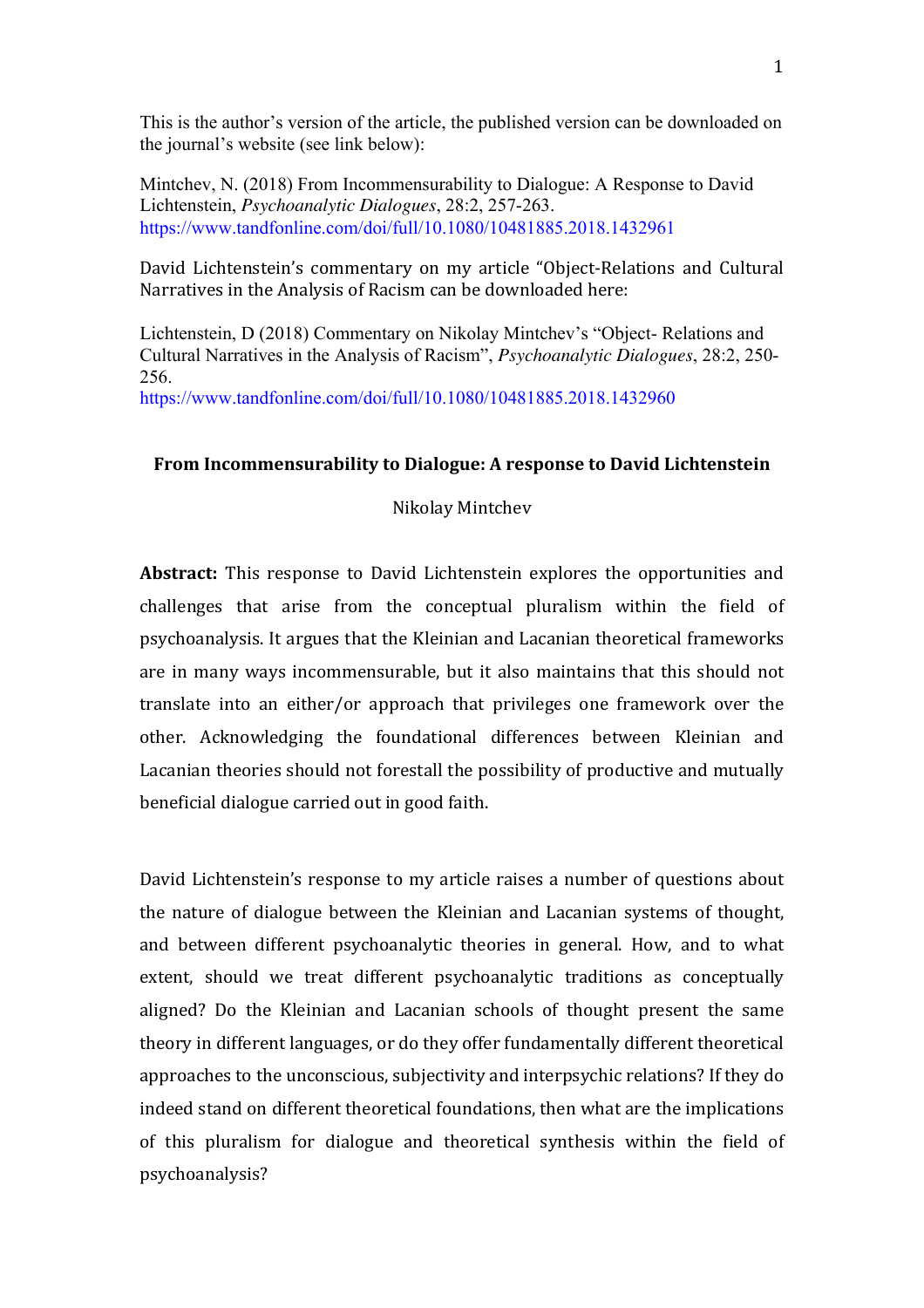This is the author's version of the article, the published version can be downloaded on the journal's website (see link below):

Mintchev, N. (2018) From Incommensurability to Dialogue: A Response to David Lichtenstein, *Psychoanalytic Dialogues*, 28:2, 257-263.
https://www.tandfonline.com/doi/full/10.1080/10481885.2018.1432961

David Lichtenstein's commentary on my article "Object-Relations and Cultural Narratives in the Analysis of Racism can be downloaded here:

Lichtenstein, D (2018) Commentary on Nikolay Mintchev's "Object- Relations and Cultural Narratives in the Analysis of Racism", *Psychoanalytic Dialogues*, 28:2, 250-256.
https://www.tandfonline.com/doi/full/10.1080/10481885.2018.1432960

## From Incommensurability to Dialogue: A response to David Lichtenstein

Nikolay Mintchev

**Abstract:** This response to David Lichtenstein explores the opportunities and challenges that arise from the conceptual pluralism within the field of psychoanalysis. It argues that the Kleinian and Lacanian theoretical frameworks are in many ways incommensurable, but it also maintains that this should not translate into an either/or approach that privileges one framework over the other. Acknowledging the foundational differences between Kleinian and Lacanian theories should not forestall the possibility of productive and mutually beneficial dialogue carried out in good faith.

David Lichtenstein's response to my article raises a number of questions about the nature of dialogue between the Kleinian and Lacanian systems of thought, and between different psychoanalytic theories in general. How, and to what extent, should we treat different psychoanalytic traditions as conceptually aligned? Do the Kleinian and Lacanian schools of thought present the same theory in different languages, or do they offer fundamentally different theoretical approaches to the unconscious, subjectivity and interpsychic relations? If they do indeed stand on different theoretical foundations, then what are the implications of this pluralism for dialogue and theoretical synthesis within the field of psychoanalysis?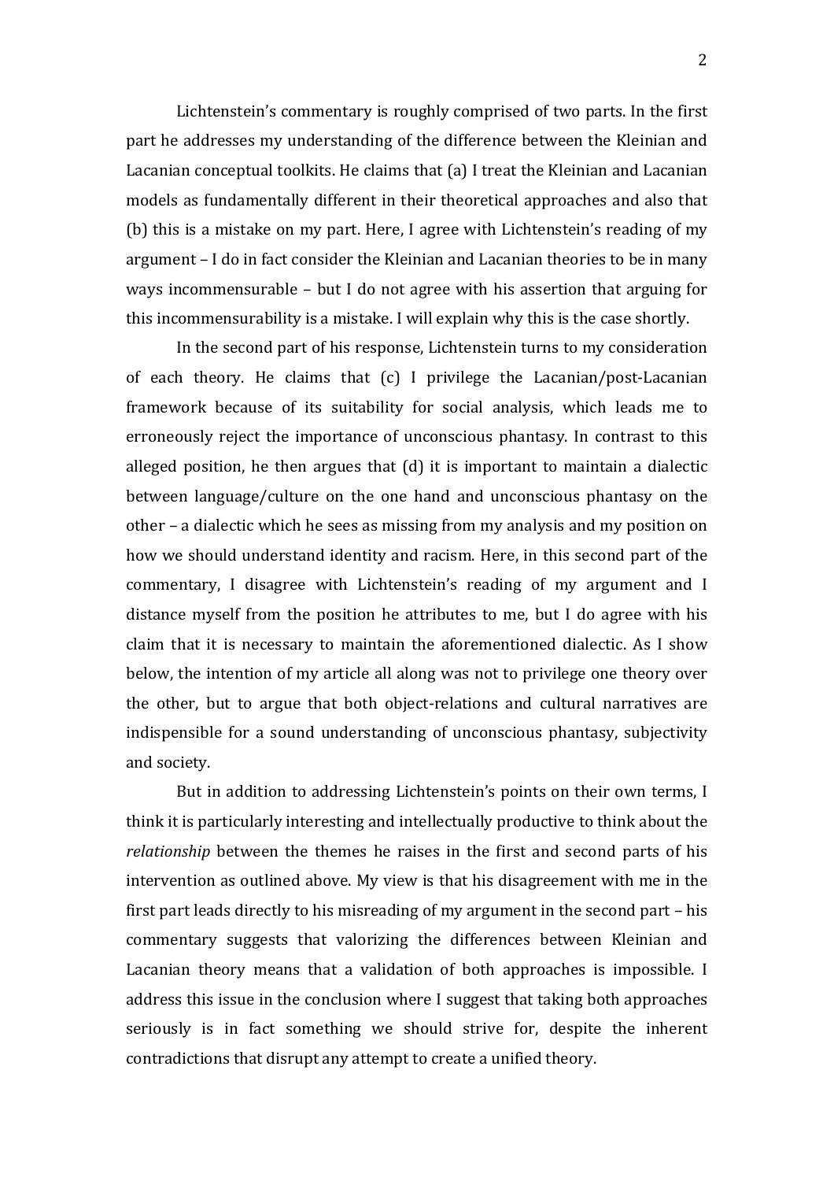Lichtenstein's commentary is roughly comprised of two parts. In the first part he addresses my understanding of the difference between the Kleinian and Lacanian conceptual toolkits. He claims that (a) I treat the Kleinian and Lacanian models as fundamentally different in their theoretical approaches and also that (b) this is a mistake on my part. Here, I agree with Lichtenstein's reading of my argument – I do in fact consider the Kleinian and Lacanian theories to be in many ways incommensurable – but I do not agree with his assertion that arguing for this incommensurability is a mistake. I will explain why this is the case shortly.

In the second part of his response, Lichtenstein turns to my consideration of each theory. He claims that (c) I privilege the Lacanian/post-Lacanian framework because of its suitability for social analysis, which leads me to erroneously reject the importance of unconscious phantasy. In contrast to this alleged position, he then argues that (d) it is important to maintain a dialectic between language/culture on the one hand and unconscious phantasy on the other – a dialectic which he sees as missing from my analysis and my position on how we should understand identity and racism. Here, in this second part of the commentary, I disagree with Lichtenstein's reading of my argument and I distance myself from the position he attributes to me, but I do agree with his claim that it is necessary to maintain the aforementioned dialectic. As I show below, the intention of my article all along was not to privilege one theory over the other, but to argue that both object-relations and cultural narratives are indispensible for a sound understanding of unconscious phantasy, subjectivity and society.

But in addition to addressing Lichtenstein's points on their own terms, I think it is particularly interesting and intellectually productive to think about the *relationship* between the themes he raises in the first and second parts of his intervention as outlined above. My view is that his disagreement with me in the first part leads directly to his misreading of my argument in the second part – his commentary suggests that valorizing the differences between Kleinian and Lacanian theory means that a validation of both approaches is impossible. I address this issue in the conclusion where I suggest that taking both approaches seriously is in fact something we should strive for, despite the inherent contradictions that disrupt any attempt to create a unified theory.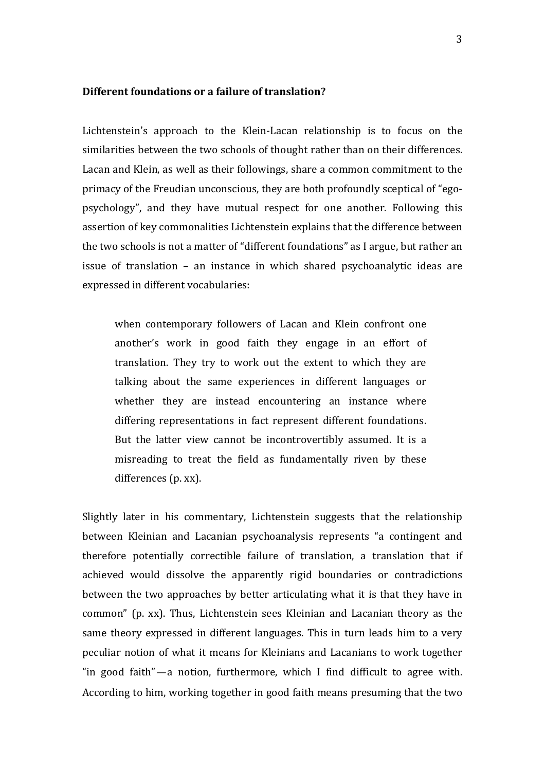**Different foundations or a failure of translation?**

Lichtenstein's approach to the Klein-Lacan relationship is to focus on the similarities between the two schools of thought rather than on their differences. Lacan and Klein, as well as their followings, share a common commitment to the primacy of the Freudian unconscious, they are both profoundly sceptical of "ego-psychology", and they have mutual respect for one another. Following this assertion of key commonalities Lichtenstein explains that the difference between the two schools is not a matter of "different foundations" as I argue, but rather an issue of translation – an instance in which shared psychoanalytic ideas are expressed in different vocabularies:

> when contemporary followers of Lacan and Klein confront one another's work in good faith they engage in an effort of translation. They try to work out the extent to which they are talking about the same experiences in different languages or whether they are instead encountering an instance where differing representations in fact represent different foundations. But the latter view cannot be incontrovertibly assumed. It is a misreading to treat the field as fundamentally riven by these differences (p. xx).

Slightly later in his commentary, Lichtenstein suggests that the relationship between Kleinian and Lacanian psychoanalysis represents "a contingent and therefore potentially correctible failure of translation, a translation that if achieved would dissolve the apparently rigid boundaries or contradictions between the two approaches by better articulating what it is that they have in common" (p. xx). Thus, Lichtenstein sees Kleinian and Lacanian theory as the same theory expressed in different languages. This in turn leads him to a very peculiar notion of what it means for Kleinians and Lacanians to work together "in good faith"—a notion, furthermore, which I find difficult to agree with. According to him, working together in good faith means presuming that the two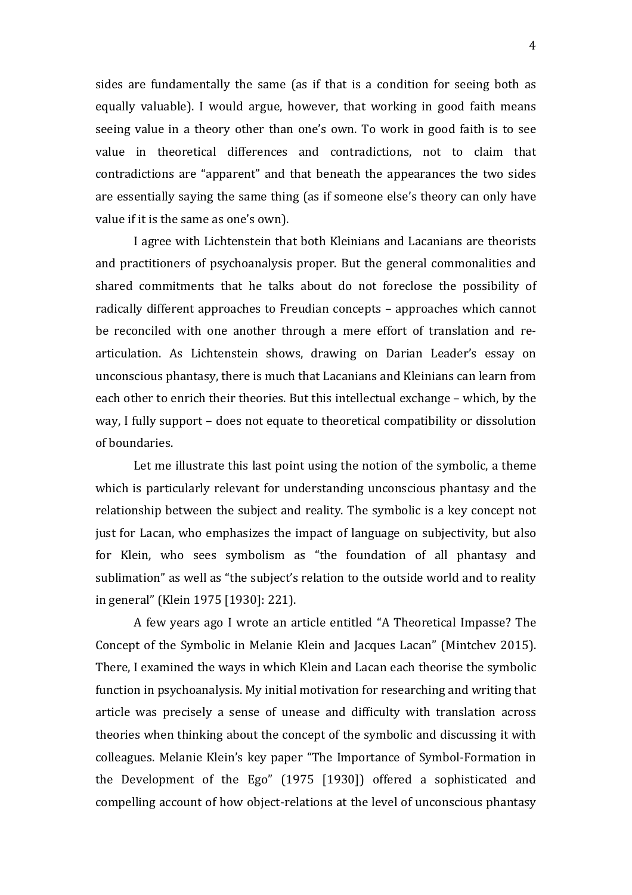sides are fundamentally the same (as if that is a condition for seeing both as equally valuable). I would argue, however, that working in good faith means seeing value in a theory other than one's own. To work in good faith is to see value in theoretical differences and contradictions, not to claim that contradictions are "apparent" and that beneath the appearances the two sides are essentially saying the same thing (as if someone else's theory can only have value if it is the same as one's own).

I agree with Lichtenstein that both Kleinians and Lacanians are theorists and practitioners of psychoanalysis proper. But the general commonalities and shared commitments that he talks about do not foreclose the possibility of radically different approaches to Freudian concepts – approaches which cannot be reconciled with one another through a mere effort of translation and re-articulation. As Lichtenstein shows, drawing on Darian Leader's essay on unconscious phantasy, there is much that Lacanians and Kleinians can learn from each other to enrich their theories. But this intellectual exchange – which, by the way, I fully support – does not equate to theoretical compatibility or dissolution of boundaries.

Let me illustrate this last point using the notion of the symbolic, a theme which is particularly relevant for understanding unconscious phantasy and the relationship between the subject and reality. The symbolic is a key concept not just for Lacan, who emphasizes the impact of language on subjectivity, but also for Klein, who sees symbolism as "the foundation of all phantasy and sublimation" as well as "the subject's relation to the outside world and to reality in general" (Klein 1975 [1930]: 221).

A few years ago I wrote an article entitled "A Theoretical Impasse? The Concept of the Symbolic in Melanie Klein and Jacques Lacan" (Mintchev 2015). There, I examined the ways in which Klein and Lacan each theorise the symbolic function in psychoanalysis. My initial motivation for researching and writing that article was precisely a sense of unease and difficulty with translation across theories when thinking about the concept of the symbolic and discussing it with colleagues. Melanie Klein's key paper "The Importance of Symbol-Formation in the Development of the Ego" (1975 [1930]) offered a sophisticated and compelling account of how object-relations at the level of unconscious phantasy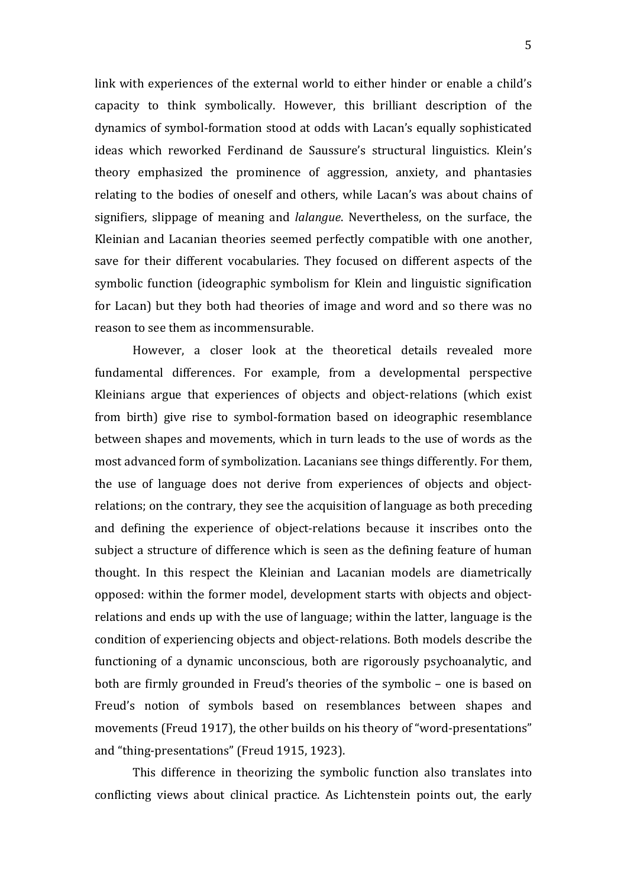link with experiences of the external world to either hinder or enable a child's capacity to think symbolically. However, this brilliant description of the dynamics of symbol-formation stood at odds with Lacan's equally sophisticated ideas which reworked Ferdinand de Saussure's structural linguistics. Klein's theory emphasized the prominence of aggression, anxiety, and phantasies relating to the bodies of oneself and others, while Lacan's was about chains of signifiers, slippage of meaning and *lalangue*. Nevertheless, on the surface, the Kleinian and Lacanian theories seemed perfectly compatible with one another, save for their different vocabularies. They focused on different aspects of the symbolic function (ideographic symbolism for Klein and linguistic signification for Lacan) but they both had theories of image and word and so there was no reason to see them as incommensurable.

However, a closer look at the theoretical details revealed more fundamental differences. For example, from a developmental perspective Kleinians argue that experiences of objects and object-relations (which exist from birth) give rise to symbol-formation based on ideographic resemblance between shapes and movements, which in turn leads to the use of words as the most advanced form of symbolization. Lacanians see things differently. For them, the use of language does not derive from experiences of objects and object-relations; on the contrary, they see the acquisition of language as both preceding and defining the experience of object-relations because it inscribes onto the subject a structure of difference which is seen as the defining feature of human thought. In this respect the Kleinian and Lacanian models are diametrically opposed: within the former model, development starts with objects and object-relations and ends up with the use of language; within the latter, language is the condition of experiencing objects and object-relations. Both models describe the functioning of a dynamic unconscious, both are rigorously psychoanalytic, and both are firmly grounded in Freud's theories of the symbolic – one is based on Freud's notion of symbols based on resemblances between shapes and movements (Freud 1917), the other builds on his theory of "word-presentations" and "thing-presentations" (Freud 1915, 1923).

This difference in theorizing the symbolic function also translates into conflicting views about clinical practice. As Lichtenstein points out, the early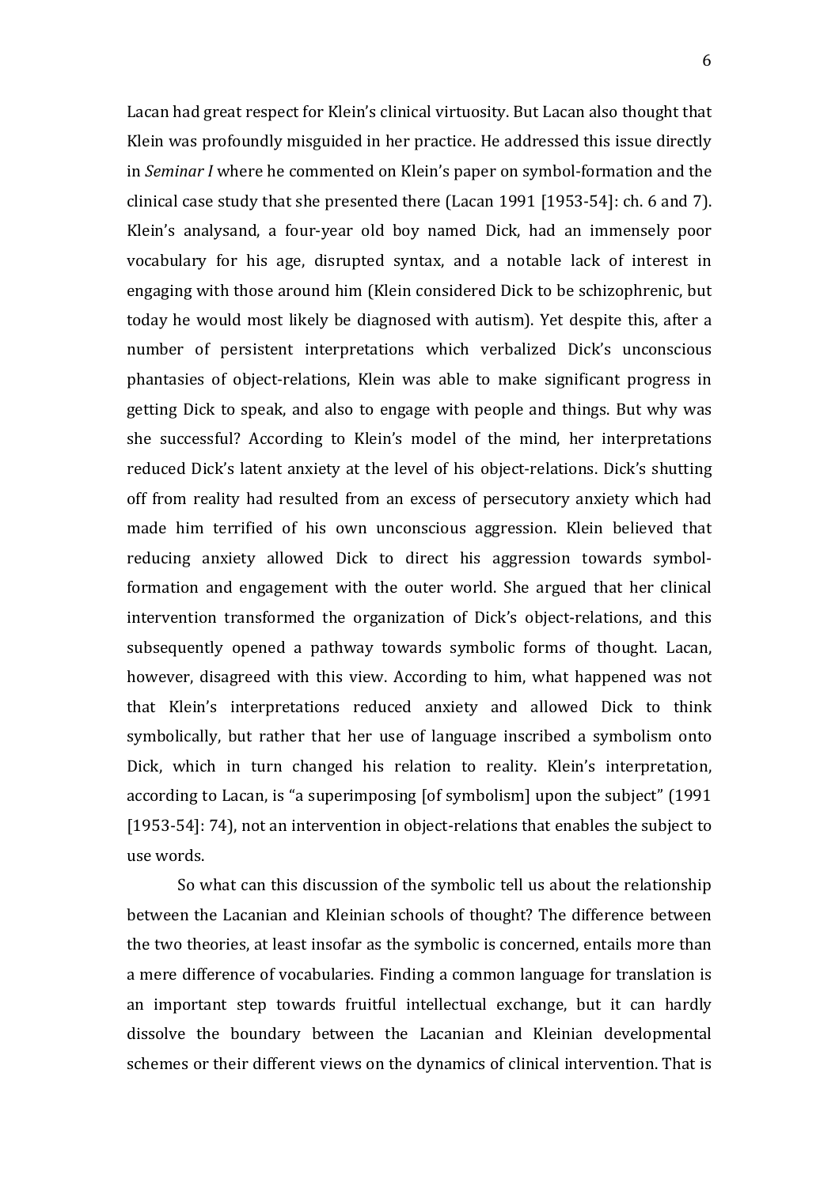Lacan had great respect for Klein's clinical virtuosity. But Lacan also thought that Klein was profoundly misguided in her practice. He addressed this issue directly in *Seminar I* where he commented on Klein's paper on symbol-formation and the clinical case study that she presented there (Lacan 1991 [1953-54]: ch. 6 and 7). Klein's analysand, a four-year old boy named Dick, had an immensely poor vocabulary for his age, disrupted syntax, and a notable lack of interest in engaging with those around him (Klein considered Dick to be schizophrenic, but today he would most likely be diagnosed with autism). Yet despite this, after a number of persistent interpretations which verbalized Dick's unconscious phantasies of object-relations, Klein was able to make significant progress in getting Dick to speak, and also to engage with people and things. But why was she successful? According to Klein's model of the mind, her interpretations reduced Dick's latent anxiety at the level of his object-relations. Dick's shutting off from reality had resulted from an excess of persecutory anxiety which had made him terrified of his own unconscious aggression. Klein believed that reducing anxiety allowed Dick to direct his aggression towards symbol-formation and engagement with the outer world. She argued that her clinical intervention transformed the organization of Dick's object-relations, and this subsequently opened a pathway towards symbolic forms of thought. Lacan, however, disagreed with this view. According to him, what happened was not that Klein's interpretations reduced anxiety and allowed Dick to think symbolically, but rather that her use of language inscribed a symbolism onto Dick, which in turn changed his relation to reality. Klein's interpretation, according to Lacan, is "a superimposing [of symbolism] upon the subject" (1991 [1953-54]: 74), not an intervention in object-relations that enables the subject to use words.

So what can this discussion of the symbolic tell us about the relationship between the Lacanian and Kleinian schools of thought? The difference between the two theories, at least insofar as the symbolic is concerned, entails more than a mere difference of vocabularies. Finding a common language for translation is an important step towards fruitful intellectual exchange, but it can hardly dissolve the boundary between the Lacanian and Kleinian developmental schemes or their different views on the dynamics of clinical intervention. That is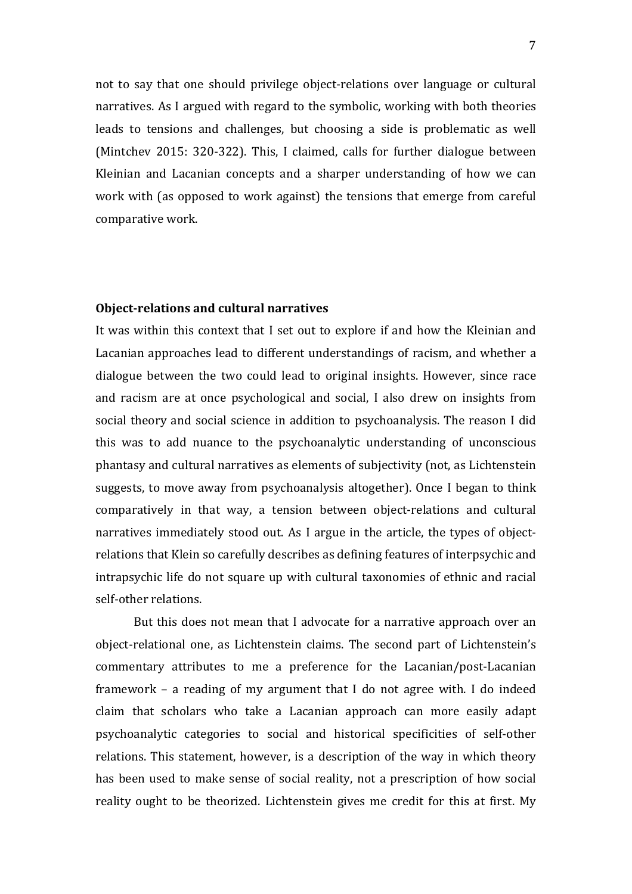not to say that one should privilege object-relations over language or cultural narratives. As I argued with regard to the symbolic, working with both theories leads to tensions and challenges, but choosing a side is problematic as well (Mintchev 2015: 320-322). This, I claimed, calls for further dialogue between Kleinian and Lacanian concepts and a sharper understanding of how we can work with (as opposed to work against) the tensions that emerge from careful comparative work.

**Object-relations and cultural narratives**

It was within this context that I set out to explore if and how the Kleinian and Lacanian approaches lead to different understandings of racism, and whether a dialogue between the two could lead to original insights. However, since race and racism are at once psychological and social, I also drew on insights from social theory and social science in addition to psychoanalysis. The reason I did this was to add nuance to the psychoanalytic understanding of unconscious phantasy and cultural narratives as elements of subjectivity (not, as Lichtenstein suggests, to move away from psychoanalysis altogether). Once I began to think comparatively in that way, a tension between object-relations and cultural narratives immediately stood out. As I argue in the article, the types of object-relations that Klein so carefully describes as defining features of interpsychic and intrapsychic life do not square up with cultural taxonomies of ethnic and racial self-other relations.

But this does not mean that I advocate for a narrative approach over an object-relational one, as Lichtenstein claims. The second part of Lichtenstein's commentary attributes to me a preference for the Lacanian/post-Lacanian framework – a reading of my argument that I do not agree with. I do indeed claim that scholars who take a Lacanian approach can more easily adapt psychoanalytic categories to social and historical specificities of self-other relations. This statement, however, is a description of the way in which theory has been used to make sense of social reality, not a prescription of how social reality ought to be theorized. Lichtenstein gives me credit for this at first. My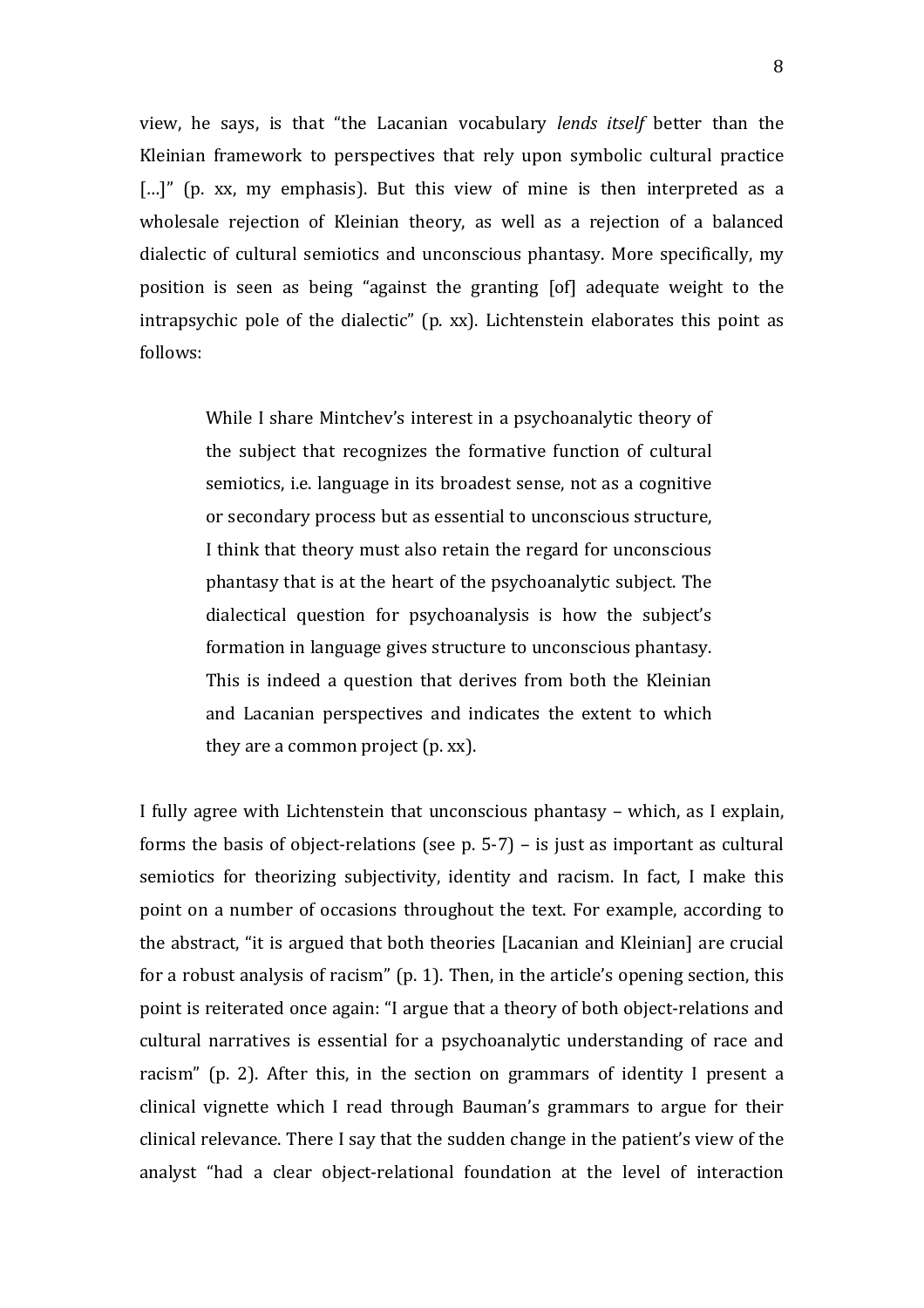view, he says, is that "the Lacanian vocabulary *lends itself* better than the Kleinian framework to perspectives that rely upon symbolic cultural practice […]" (p. xx, my emphasis). But this view of mine is then interpreted as a wholesale rejection of Kleinian theory, as well as a rejection of a balanced dialectic of cultural semiotics and unconscious phantasy. More specifically, my position is seen as being "against the granting [of] adequate weight to the intrapsychic pole of the dialectic" (p. xx). Lichtenstein elaborates this point as follows:

> While I share Mintchev's interest in a psychoanalytic theory of the subject that recognizes the formative function of cultural semiotics, i.e. language in its broadest sense, not as a cognitive or secondary process but as essential to unconscious structure, I think that theory must also retain the regard for unconscious phantasy that is at the heart of the psychoanalytic subject. The dialectical question for psychoanalysis is how the subject's formation in language gives structure to unconscious phantasy. This is indeed a question that derives from both the Kleinian and Lacanian perspectives and indicates the extent to which they are a common project (p. xx).

I fully agree with Lichtenstein that unconscious phantasy – which, as I explain, forms the basis of object-relations (see p. 5-7) – is just as important as cultural semiotics for theorizing subjectivity, identity and racism. In fact, I make this point on a number of occasions throughout the text. For example, according to the abstract, "it is argued that both theories [Lacanian and Kleinian] are crucial for a robust analysis of racism" (p. 1). Then, in the article's opening section, this point is reiterated once again: "I argue that a theory of both object-relations and cultural narratives is essential for a psychoanalytic understanding of race and racism" (p. 2). After this, in the section on grammars of identity I present a clinical vignette which I read through Bauman's grammars to argue for their clinical relevance. There I say that the sudden change in the patient's view of the analyst "had a clear object-relational foundation at the level of interaction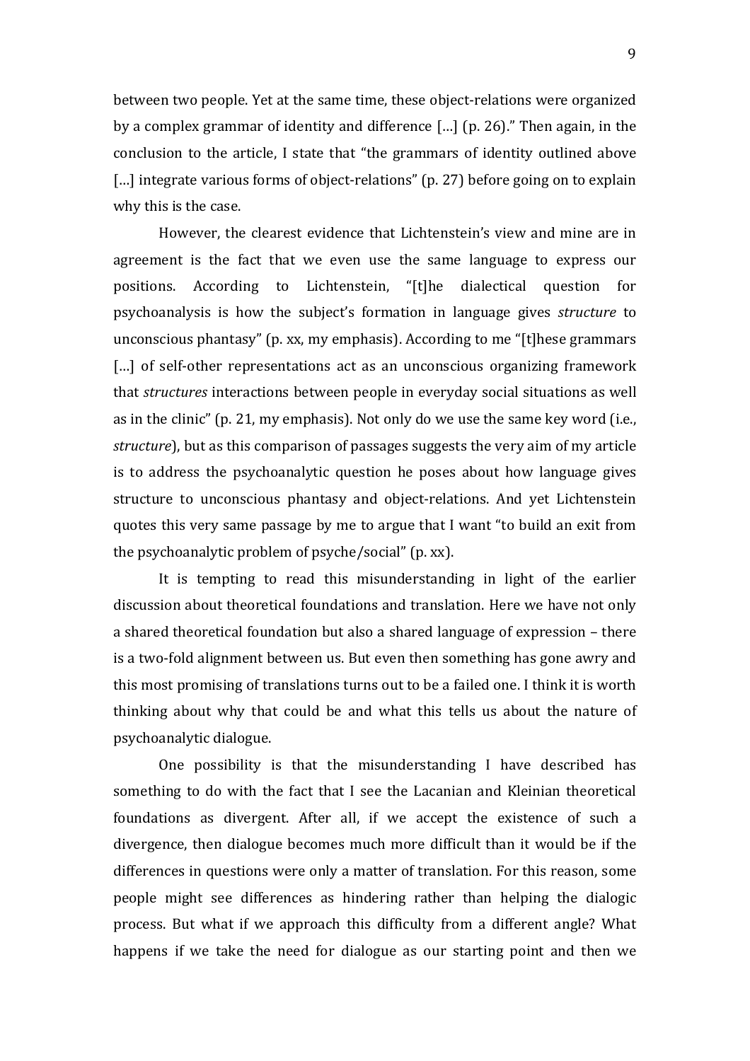between two people. Yet at the same time, these object-relations were organized by a complex grammar of identity and difference […] (p. 26).” Then again, in the conclusion to the article, I state that “the grammars of identity outlined above […] integrate various forms of object-relations” (p. 27) before going on to explain why this is the case.

However, the clearest evidence that Lichtenstein’s view and mine are in agreement is the fact that we even use the same language to express our positions. According to Lichtenstein, “[t]he dialectical question for psychoanalysis is how the subject’s formation in language gives *structure* to unconscious phantasy” (p. xx, my emphasis). According to me “[t]hese grammars […] of self-other representations act as an unconscious organizing framework that *structures* interactions between people in everyday social situations as well as in the clinic” (p. 21, my emphasis). Not only do we use the same key word (i.e., *structure*), but as this comparison of passages suggests the very aim of my article is to address the psychoanalytic question he poses about how language gives structure to unconscious phantasy and object-relations. And yet Lichtenstein quotes this very same passage by me to argue that I want “to build an exit from the psychoanalytic problem of psyche/social” (p. xx).

It is tempting to read this misunderstanding in light of the earlier discussion about theoretical foundations and translation. Here we have not only a shared theoretical foundation but also a shared language of expression – there is a two-fold alignment between us. But even then something has gone awry and this most promising of translations turns out to be a failed one. I think it is worth thinking about why that could be and what this tells us about the nature of psychoanalytic dialogue.

One possibility is that the misunderstanding I have described has something to do with the fact that I see the Lacanian and Kleinian theoretical foundations as divergent. After all, if we accept the existence of such a divergence, then dialogue becomes much more difficult than it would be if the differences in questions were only a matter of translation. For this reason, some people might see differences as hindering rather than helping the dialogic process. But what if we approach this difficulty from a different angle? What happens if we take the need for dialogue as our starting point and then we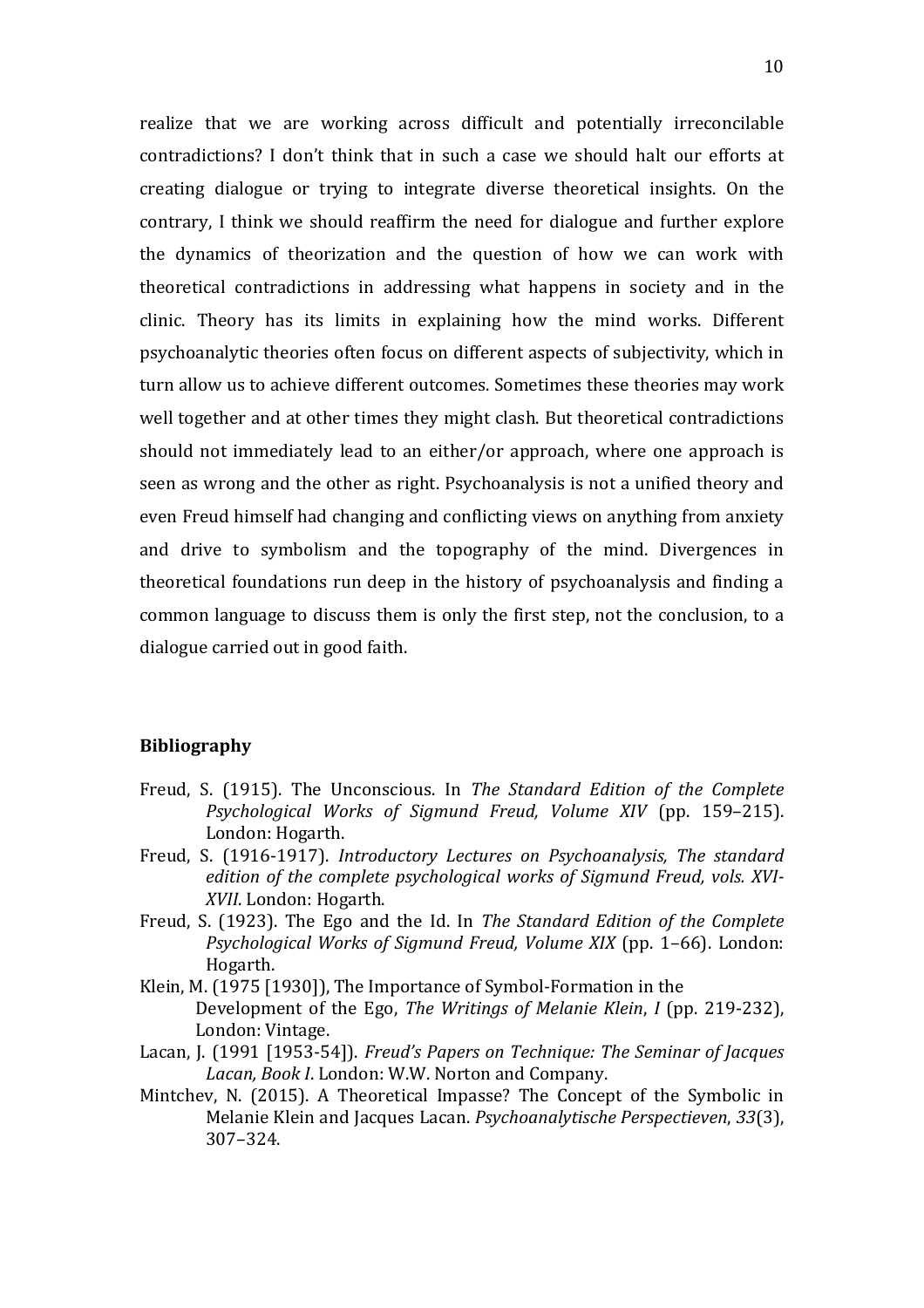realize that we are working across difficult and potentially irreconcilable contradictions? I don't think that in such a case we should halt our efforts at creating dialogue or trying to integrate diverse theoretical insights. On the contrary, I think we should reaffirm the need for dialogue and further explore the dynamics of theorization and the question of how we can work with theoretical contradictions in addressing what happens in society and in the clinic. Theory has its limits in explaining how the mind works. Different psychoanalytic theories often focus on different aspects of subjectivity, which in turn allow us to achieve different outcomes. Sometimes these theories may work well together and at other times they might clash. But theoretical contradictions should not immediately lead to an either/or approach, where one approach is seen as wrong and the other as right. Psychoanalysis is not a unified theory and even Freud himself had changing and conflicting views on anything from anxiety and drive to symbolism and the topography of the mind. Divergences in theoretical foundations run deep in the history of psychoanalysis and finding a common language to discuss them is only the first step, not the conclusion, to a dialogue carried out in good faith.

## Bibliography

Freud, S. (1915). The Unconscious. In *The Standard Edition of the Complete Psychological Works of Sigmund Freud, Volume XIV* (pp. 159–215). London: Hogarth.

Freud, S. (1916-1917). *Introductory Lectures on Psychoanalysis, The standard edition of the complete psychological works of Sigmund Freud, vols. XVI-XVII*. London: Hogarth.

Freud, S. (1923). The Ego and the Id. In *The Standard Edition of the Complete Psychological Works of Sigmund Freud, Volume XIX* (pp. 1–66). London: Hogarth.

Klein, M. (1975 [1930]), The Importance of Symbol-Formation in the Development of the Ego, *The Writings of Melanie Klein*, *I* (pp. 219-232), London: Vintage.

Lacan, J. (1991 [1953-54]). *Freud's Papers on Technique: The Seminar of Jacques Lacan, Book I*. London: W.W. Norton and Company.

Mintchev, N. (2015). A Theoretical Impasse? The Concept of the Symbolic in Melanie Klein and Jacques Lacan. *Psychoanalytische Perspectieven*, *33*(3), 307–324.